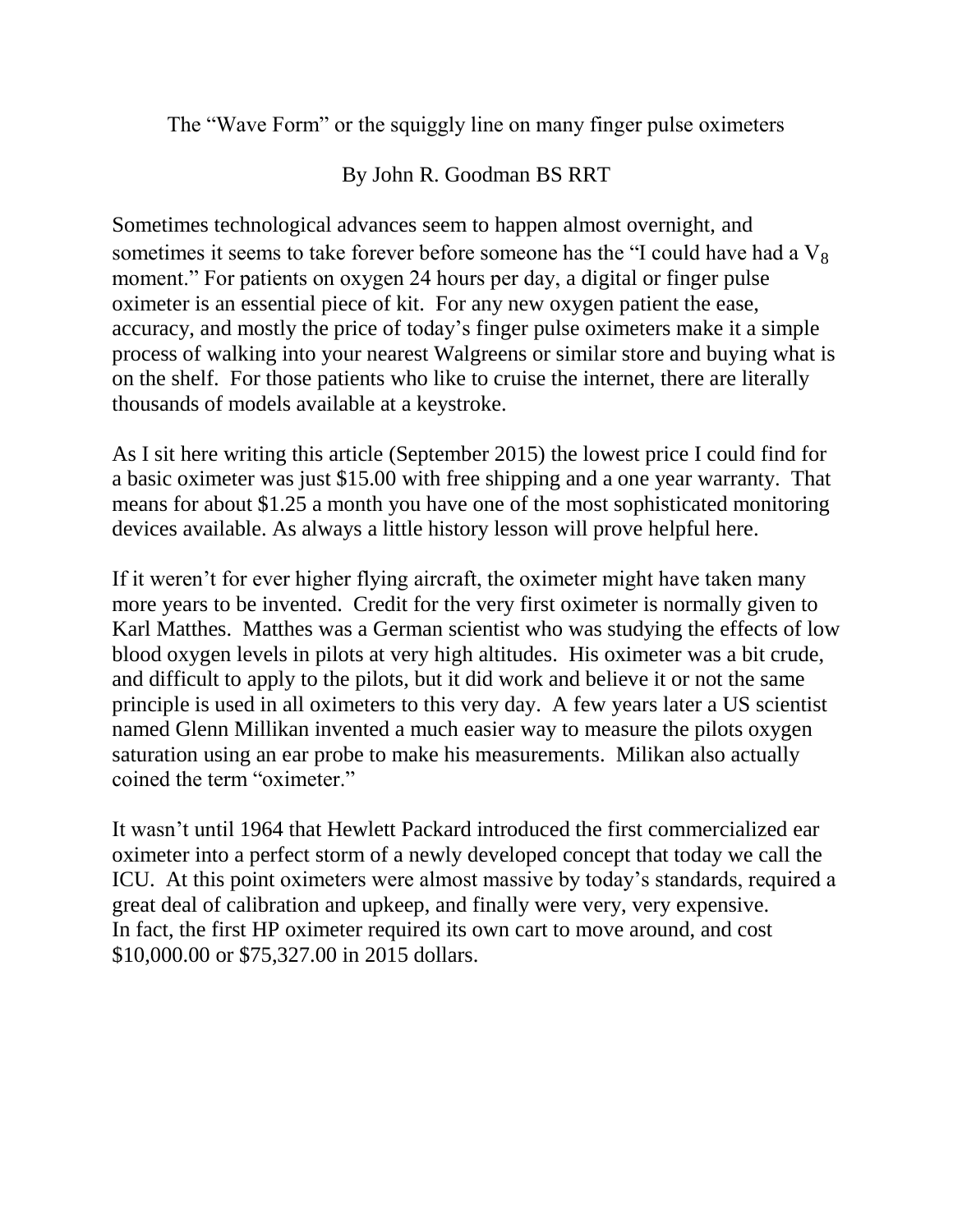# The "Wave Form" or the squiggly line on many finger pulse oximeters

By John R. Goodman BS RRT

Sometimes technological advances seem to happen almost overnight, and sometimes it seems to take forever before someone has the "I could have had a $V_8$ moment." For patients on oxygen 24 hours per day, a digital or finger pulse oximeter is an essential piece of kit. For any new oxygen patient the ease, accuracy, and mostly the price of today's finger pulse oximeters make it a simple process of walking into your nearest Walgreens or similar store and buying what is on the shelf. For those patients who like to cruise the internet, there are literally thousands of models available at a keystroke.

As I sit here writing this article (September 2015) the lowest price I could find for a basic oximeter was just $15.00 with free shipping and a one year warranty. That means for about $1.25 a month you have one of the most sophisticated monitoring devices available. As always a little history lesson will prove helpful here.

If it weren't for ever higher flying aircraft, the oximeter might have taken many more years to be invented. Credit for the very first oximeter is normally given to Karl Matthes. Matthes was a German scientist who was studying the effects of low blood oxygen levels in pilots at very high altitudes. His oximeter was a bit crude, and difficult to apply to the pilots, but it did work and believe it or not the same principle is used in all oximeters to this very day. A few years later a US scientist named Glenn Millikan invented a much easier way to measure the pilots oxygen saturation using an ear probe to make his measurements. Milikan also actually coined the term "oximeter."

It wasn't until 1964 that Hewlett Packard introduced the first commercialized ear oximeter into a perfect storm of a newly developed concept that today we call the ICU. At this point oximeters were almost massive by today's standards, required a great deal of calibration and upkeep, and finally were very, very expensive. In fact, the first HP oximeter required its own cart to move around, and cost $10,000.00 or $75,327.00 in 2015 dollars.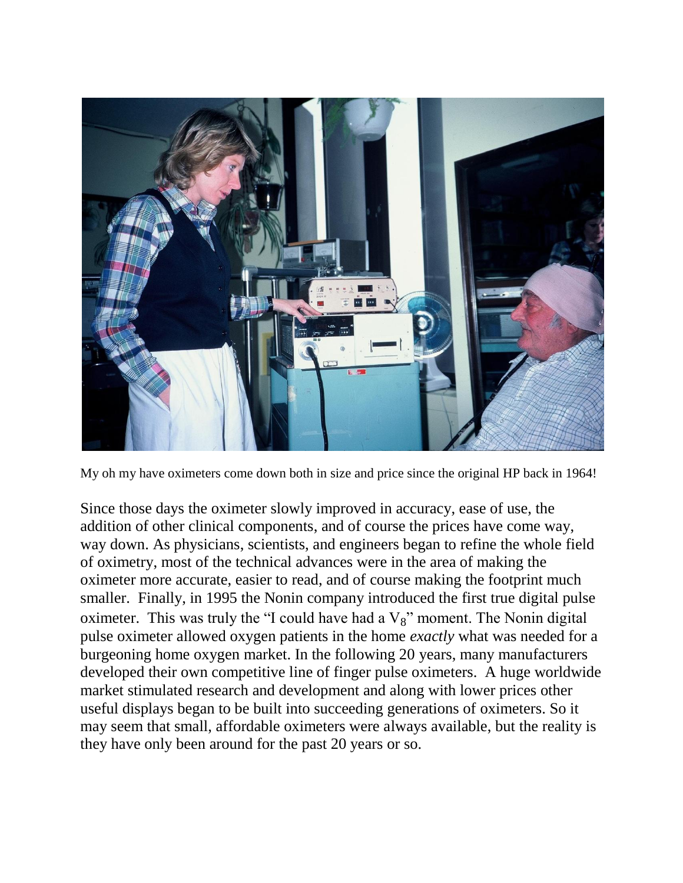My oh my have oximeters come down both in size and price since the original HP back in 1964!

Since those days the oximeter slowly improved in accuracy, ease of use, the addition of other clinical components, and of course the prices have come way, way down. As physicians, scientists, and engineers began to refine the whole field of oximetry, most of the technical advances were in the area of making the oximeter more accurate, easier to read, and of course making the footprint much smaller. Finally, in 1995 the Nonin company introduced the first true digital pulse oximeter. This was truly the "I could have had a $V_8$" moment. The Nonin digital pulse oximeter allowed oxygen patients in the home *exactly* what was needed for a burgeoning home oxygen market. In the following 20 years, many manufacturers developed their own competitive line of finger pulse oximeters. A huge worldwide market stimulated research and development and along with lower prices other useful displays began to be built into succeeding generations of oximeters. So it may seem that small, affordable oximeters were always available, but the reality is they have only been around for the past 20 years or so.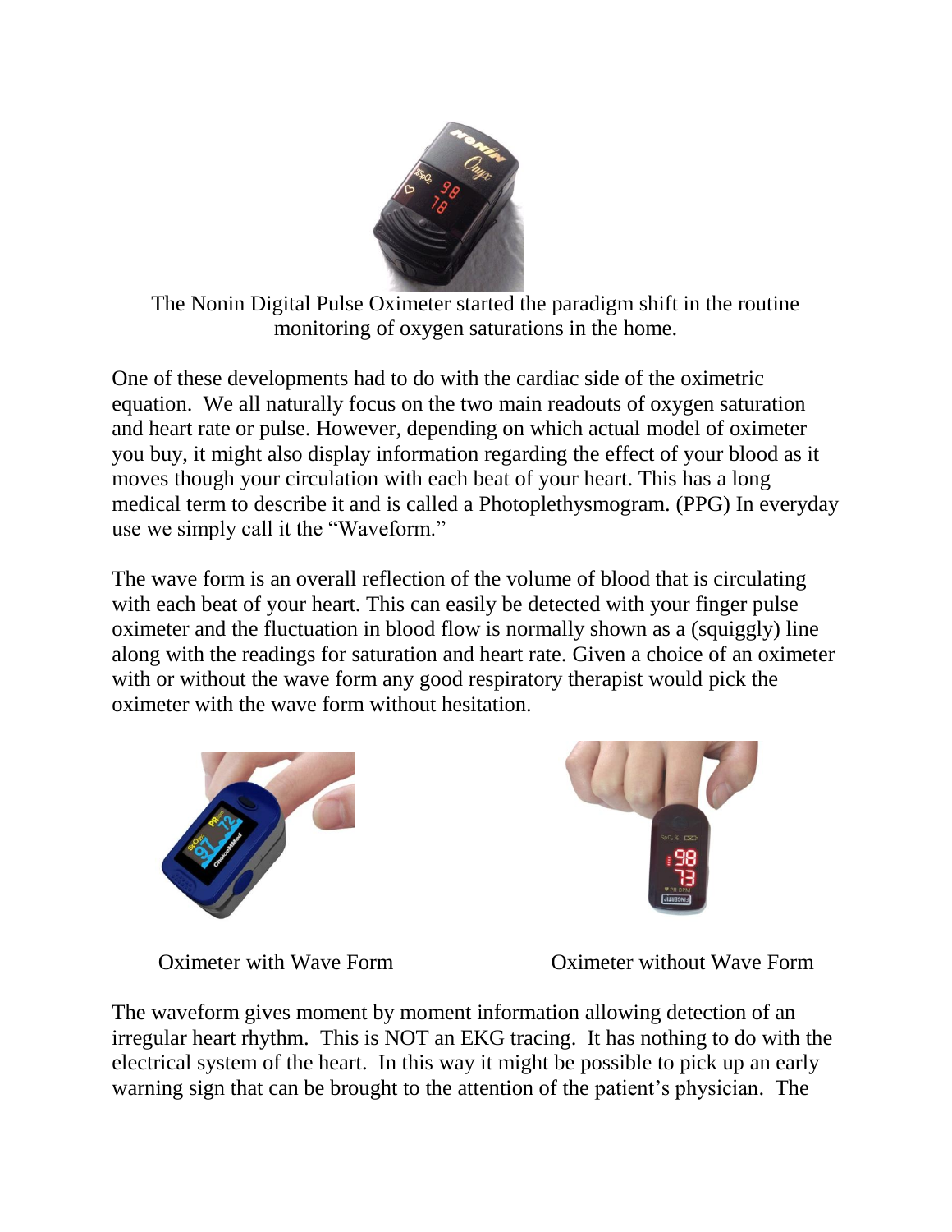The Nonin Digital Pulse Oximeter started the paradigm shift in the routine monitoring of oxygen saturations in the home.

One of these developments had to do with the cardiac side of the oximetric equation. We all naturally focus on the two main readouts of oxygen saturation and heart rate or pulse. However, depending on which actual model of oximeter you buy, it might also display information regarding the effect of your blood as it moves though your circulation with each beat of your heart. This has a long medical term to describe it and is called a Photoplethysmogram. (PPG) In everyday use we simply call it the "Waveform."

The wave form is an overall reflection of the volume of blood that is circulating with each beat of your heart. This can easily be detected with your finger pulse oximeter and the fluctuation in blood flow is normally shown as a (squiggly) line along with the readings for saturation and heart rate. Given a choice of an oximeter with or without the wave form any good respiratory therapist would pick the oximeter with the wave form without hesitation.

Oximeter with Wave Form

Oximeter without Wave Form

The waveform gives moment by moment information allowing detection of an irregular heart rhythm. This is NOT an EKG tracing. It has nothing to do with the electrical system of the heart. In this way it might be possible to pick up an early warning sign that can be brought to the attention of the patient's physician. The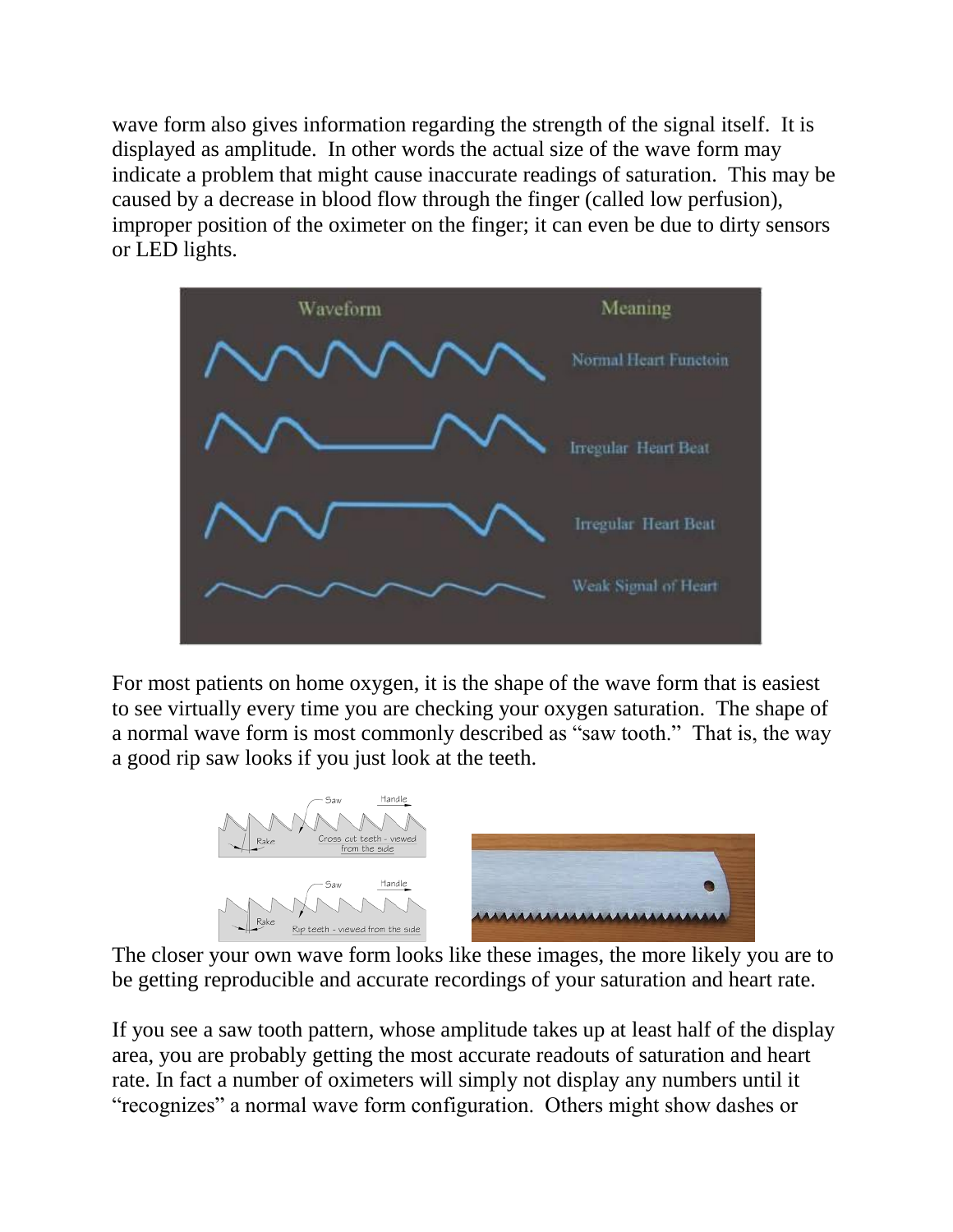wave form also gives information regarding the strength of the signal itself. It is displayed as amplitude. In other words the actual size of the wave form may indicate a problem that might cause inaccurate readings of saturation. This may be caused by a decrease in blood flow through the finger (called low perfusion), improper position of the oximeter on the finger; it can even be due to dirty sensors or LED lights.

For most patients on home oxygen, it is the shape of the wave form that is easiest to see virtually every time you are checking your oxygen saturation. The shape of a normal wave form is most commonly described as "saw tooth." That is, the way a good rip saw looks if you just look at the teeth.

The closer your own wave form looks like these images, the more likely you are to be getting reproducible and accurate recordings of your saturation and heart rate.

If you see a saw tooth pattern, whose amplitude takes up at least half of the display area, you are probably getting the most accurate readouts of saturation and heart rate. In fact a number of oximeters will simply not display any numbers until it "recognizes" a normal wave form configuration. Others might show dashes or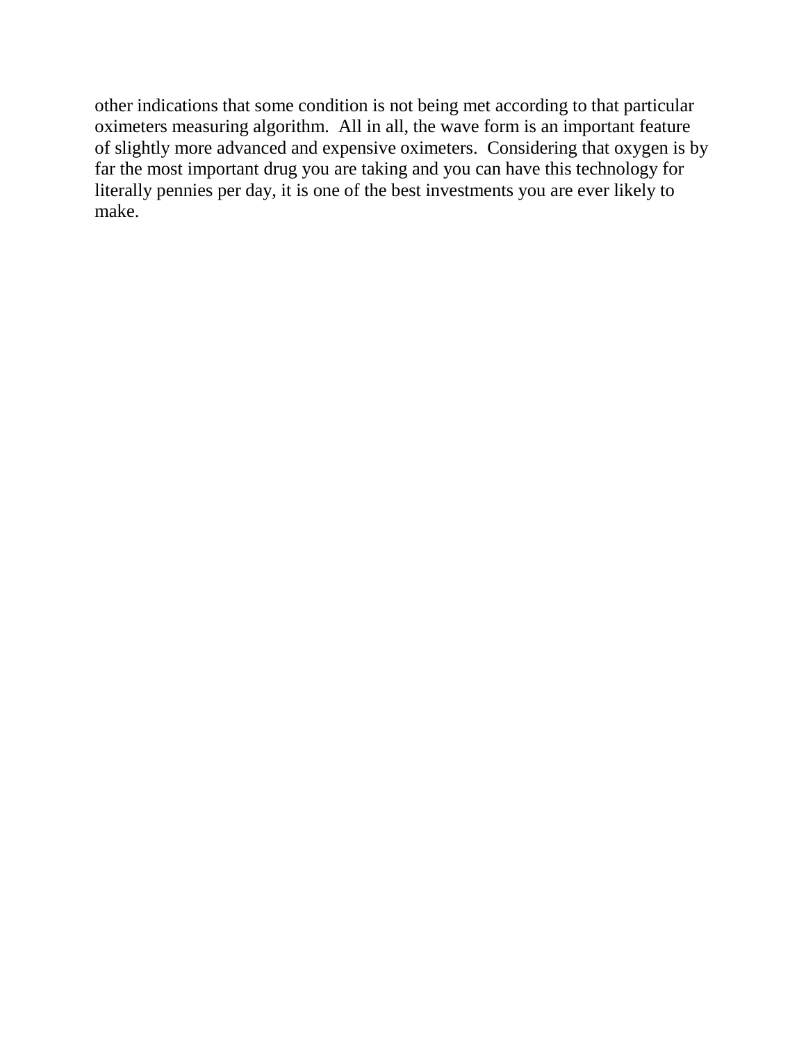other indications that some condition is not being met according to that particular oximeters measuring algorithm. All in all, the wave form is an important feature of slightly more advanced and expensive oximeters. Considering that oxygen is by far the most important drug you are taking and you can have this technology for literally pennies per day, it is one of the best investments you are ever likely to make.